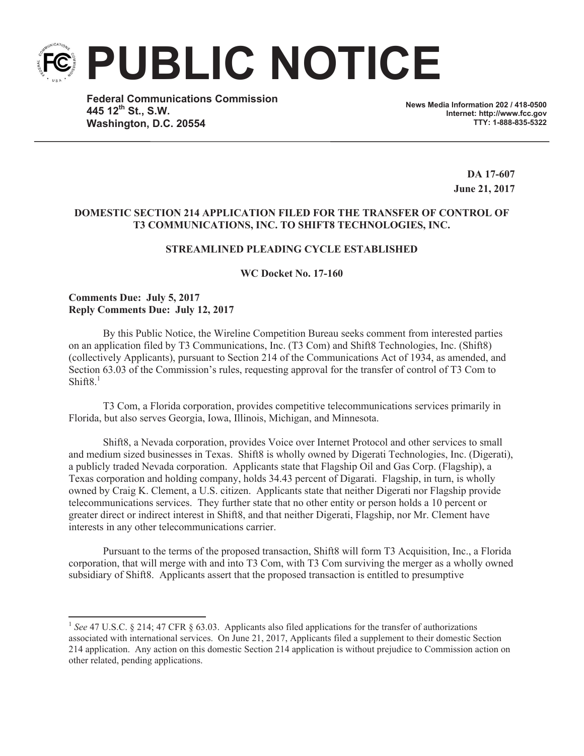# PUBLIC NOTICE

**Federal Communications Commission**
**445 12th St., S.W.**
**Washington, D.C. 20554**

**News Media Information 202 / 418-0500**
**Internet: http://www.fcc.gov**
**TTY: 1-888-835-5322**

**DA 17-607**
**June 21, 2017**

**DOMESTIC SECTION 214 APPLICATION FILED FOR THE TRANSFER OF CONTROL OF T3 COMMUNICATIONS, INC. TO SHIFT8 TECHNOLOGIES, INC.**

**STREAMLINED PLEADING CYCLE ESTABLISHED**

**WC Docket No. 17-160**

**Comments Due: July 5, 2017**
**Reply Comments Due: July 12, 2017**

By this Public Notice, the Wireline Competition Bureau seeks comment from interested parties on an application filed by T3 Communications, Inc. (T3 Com) and Shift8 Technologies, Inc. (Shift8) (collectively Applicants), pursuant to Section 214 of the Communications Act of 1934, as amended, and Section 63.03 of the Commission's rules, requesting approval for the transfer of control of T3 Com to Shift8.[1]

T3 Com, a Florida corporation, provides competitive telecommunications services primarily in Florida, but also serves Georgia, Iowa, Illinois, Michigan, and Minnesota.

Shift8, a Nevada corporation, provides Voice over Internet Protocol and other services to small and medium sized businesses in Texas. Shift8 is wholly owned by Digerati Technologies, Inc. (Digerati), a publicly traded Nevada corporation. Applicants state that Flagship Oil and Gas Corp. (Flagship), a Texas corporation and holding company, holds 34.43 percent of Digarati. Flagship, in turn, is wholly owned by Craig K. Clement, a U.S. citizen. Applicants state that neither Digerati nor Flagship provide telecommunications services. They further state that no other entity or person holds a 10 percent or greater direct or indirect interest in Shift8, and that neither Digerati, Flagship, nor Mr. Clement have interests in any other telecommunications carrier.

Pursuant to the terms of the proposed transaction, Shift8 will form T3 Acquisition, Inc., a Florida corporation, that will merge with and into T3 Com, with T3 Com surviving the merger as a wholly owned subsidiary of Shift8. Applicants assert that the proposed transaction is entitled to presumptive

---

[1] *See* 47 U.S.C. § 214; 47 CFR § 63.03. Applicants also filed applications for the transfer of authorizations associated with international services. On June 21, 2017, Applicants filed a supplement to their domestic Section 214 application. Any action on this domestic Section 214 application is without prejudice to Commission action on other related, pending applications.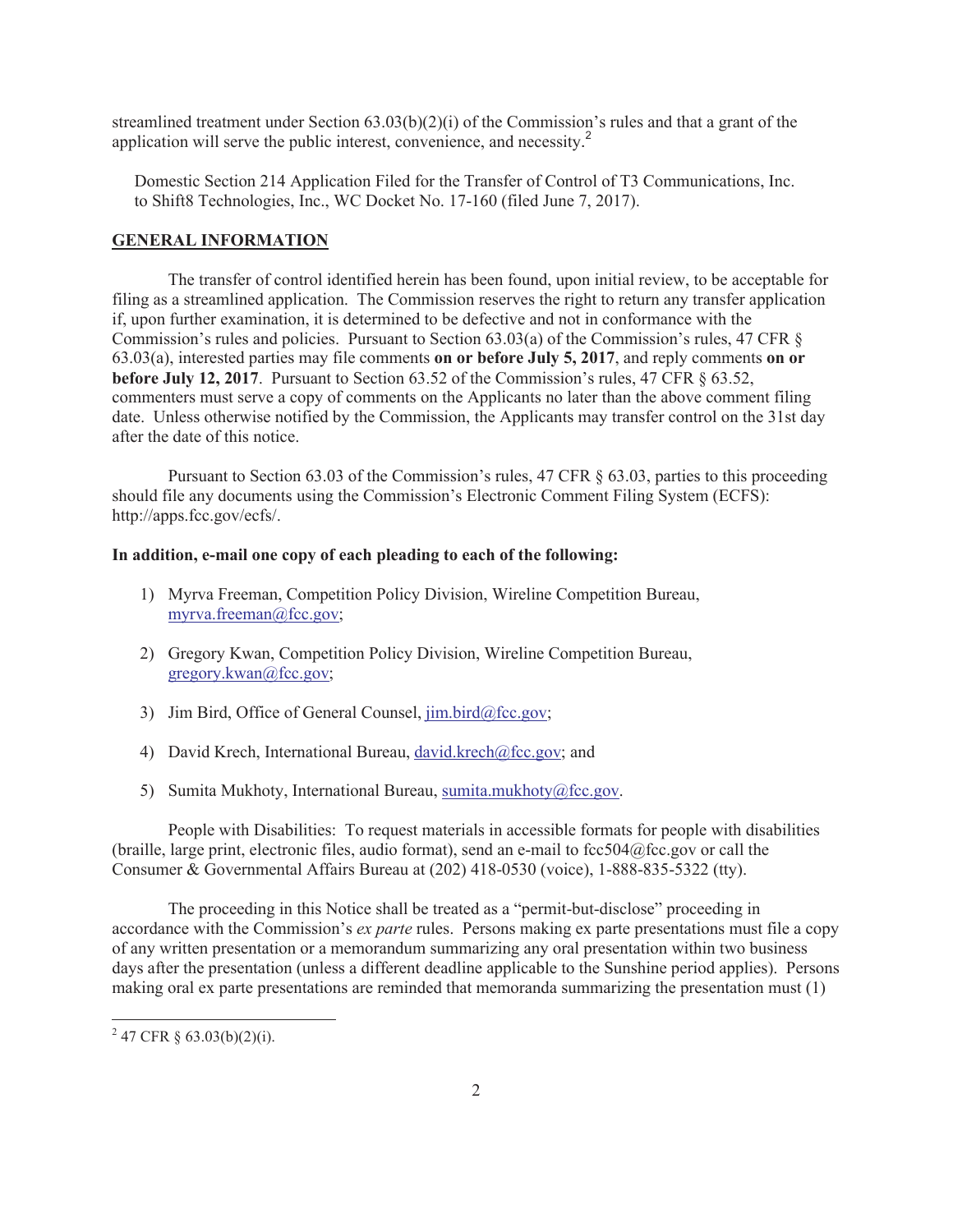streamlined treatment under Section 63.03(b)(2)(i) of the Commission's rules and that a grant of the application will serve the public interest, convenience, and necessity.[2]

> Domestic Section 214 Application Filed for the Transfer of Control of T3 Communications, Inc. to Shift8 Technologies, Inc., WC Docket No. 17-160 (filed June 7, 2017).

## GENERAL INFORMATION

The transfer of control identified herein has been found, upon initial review, to be acceptable for filing as a streamlined application. The Commission reserves the right to return any transfer application if, upon further examination, it is determined to be defective and not in conformance with the Commission's rules and policies. Pursuant to Section 63.03(a) of the Commission's rules, 47 CFR § 63.03(a), interested parties may file comments **on or before July 5, 2017**, and reply comments **on or before July 12, 2017**. Pursuant to Section 63.52 of the Commission's rules, 47 CFR § 63.52, commenters must serve a copy of comments on the Applicants no later than the above comment filing date. Unless otherwise notified by the Commission, the Applicants may transfer control on the 31st day after the date of this notice.

Pursuant to Section 63.03 of the Commission's rules, 47 CFR § 63.03, parties to this proceeding should file any documents using the Commission's Electronic Comment Filing System (ECFS): http://apps.fcc.gov/ecfs/.

**In addition, e-mail one copy of each pleading to each of the following:**

1) Myrva Freeman, Competition Policy Division, Wireline Competition Bureau, myrva.freeman@fcc.gov;

2) Gregory Kwan, Competition Policy Division, Wireline Competition Bureau, gregory.kwan@fcc.gov;

3) Jim Bird, Office of General Counsel, jim.bird@fcc.gov;

4) David Krech, International Bureau, david.krech@fcc.gov; and

5) Sumita Mukhoty, International Bureau, sumita.mukhoty@fcc.gov.

People with Disabilities: To request materials in accessible formats for people with disabilities (braille, large print, electronic files, audio format), send an e-mail to fcc504@fcc.gov or call the Consumer & Governmental Affairs Bureau at (202) 418-0530 (voice), 1-888-835-5322 (tty).

The proceeding in this Notice shall be treated as a "permit-but-disclose" proceeding in accordance with the Commission's *ex parte* rules. Persons making ex parte presentations must file a copy of any written presentation or a memorandum summarizing any oral presentation within two business days after the presentation (unless a different deadline applicable to the Sunshine period applies). Persons making oral ex parte presentations are reminded that memoranda summarizing the presentation must (1)

[2] 47 CFR § 63.03(b)(2)(i).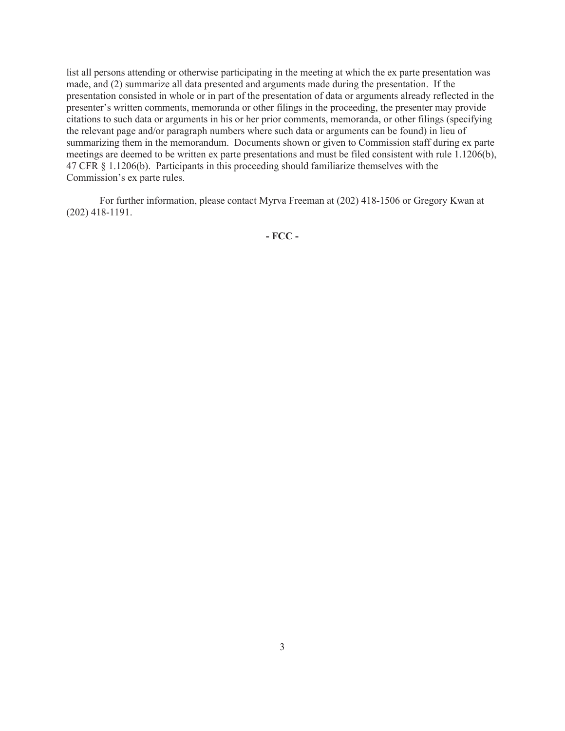list all persons attending or otherwise participating in the meeting at which the ex parte presentation was made, and (2) summarize all data presented and arguments made during the presentation. If the presentation consisted in whole or in part of the presentation of data or arguments already reflected in the presenter's written comments, memoranda or other filings in the proceeding, the presenter may provide citations to such data or arguments in his or her prior comments, memoranda, or other filings (specifying the relevant page and/or paragraph numbers where such data or arguments can be found) in lieu of summarizing them in the memorandum. Documents shown or given to Commission staff during ex parte meetings are deemed to be written ex parte presentations and must be filed consistent with rule 1.1206(b), 47 CFR § 1.1206(b). Participants in this proceeding should familiarize themselves with the Commission's ex parte rules.

For further information, please contact Myrva Freeman at (202) 418-1506 or Gregory Kwan at (202) 418-1191.

**- FCC -**